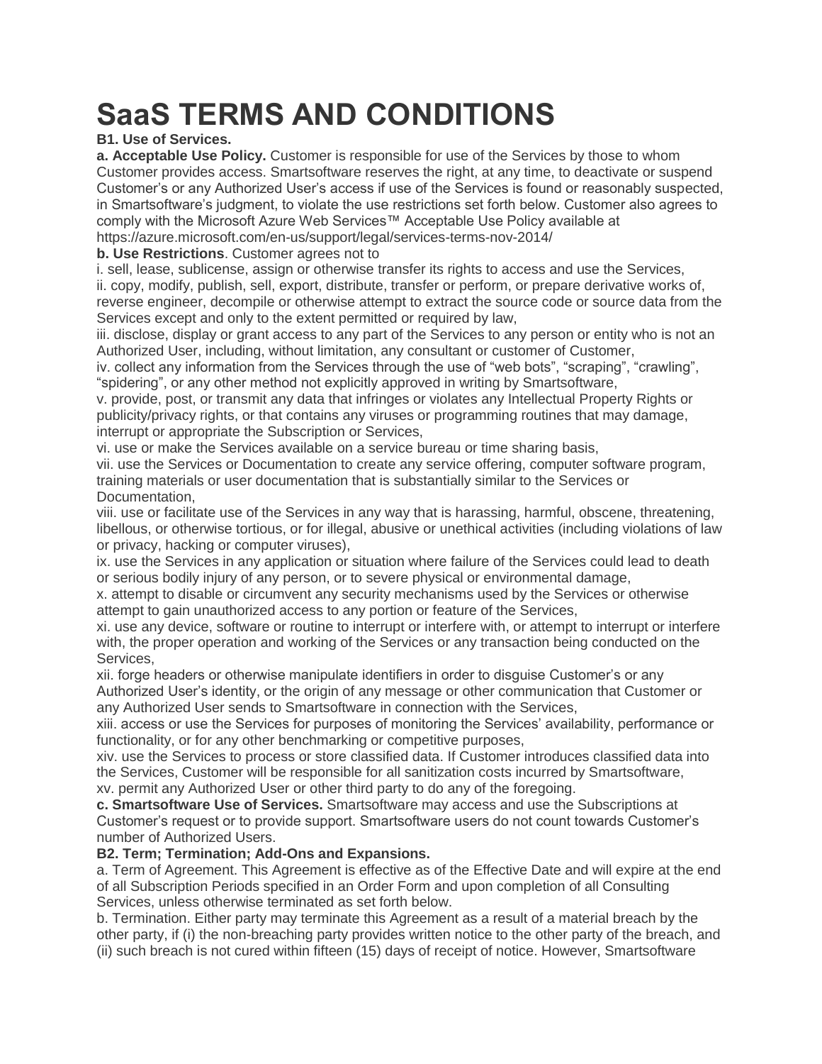# SaaS TERMS AND CONDITIONS

**B1. Use of Services.**

**a. Acceptable Use Policy.** Customer is responsible for use of the Services by those to whom Customer provides access. Smartsoftware reserves the right, at any time, to deactivate or suspend Customer's or any Authorized User's access if use of the Services is found or reasonably suspected, in Smartsoftware's judgment, to violate the use restrictions set forth below. Customer also agrees to comply with the Microsoft Azure Web Services™ Acceptable Use Policy available at https://azure.microsoft.com/en-us/support/legal/services-terms-nov-2014/

**b. Use Restrictions**. Customer agrees not to

i. sell, lease, sublicense, assign or otherwise transfer its rights to access and use the Services,
ii. copy, modify, publish, sell, export, distribute, transfer or perform, or prepare derivative works of, reverse engineer, decompile or otherwise attempt to extract the source code or source data from the Services except and only to the extent permitted or required by law,
iii. disclose, display or grant access to any part of the Services to any person or entity who is not an Authorized User, including, without limitation, any consultant or customer of Customer,
iv. collect any information from the Services through the use of "web bots", "scraping", "crawling", "spidering", or any other method not explicitly approved in writing by Smartsoftware,
v. provide, post, or transmit any data that infringes or violates any Intellectual Property Rights or publicity/privacy rights, or that contains any viruses or programming routines that may damage, interrupt or appropriate the Subscription or Services,
vi. use or make the Services available on a service bureau or time sharing basis,
vii. use the Services or Documentation to create any service offering, computer software program, training materials or user documentation that is substantially similar to the Services or Documentation,
viii. use or facilitate use of the Services in any way that is harassing, harmful, obscene, threatening, libellous, or otherwise tortious, or for illegal, abusive or unethical activities (including violations of law or privacy, hacking or computer viruses),
ix. use the Services in any application or situation where failure of the Services could lead to death or serious bodily injury of any person, or to severe physical or environmental damage,
x. attempt to disable or circumvent any security mechanisms used by the Services or otherwise attempt to gain unauthorized access to any portion or feature of the Services,
xi. use any device, software or routine to interrupt or interfere with, or attempt to interrupt or interfere with, the proper operation and working of the Services or any transaction being conducted on the Services,
xii. forge headers or otherwise manipulate identifiers in order to disguise Customer's or any Authorized User's identity, or the origin of any message or other communication that Customer or any Authorized User sends to Smartsoftware in connection with the Services,
xiii. access or use the Services for purposes of monitoring the Services' availability, performance or functionality, or for any other benchmarking or competitive purposes,
xiv. use the Services to process or store classified data. If Customer introduces classified data into the Services, Customer will be responsible for all sanitization costs incurred by Smartsoftware,
xv. permit any Authorized User or other third party to do any of the foregoing.

**c. Smartsoftware Use of Services.** Smartsoftware may access and use the Subscriptions at Customer's request or to provide support. Smartsoftware users do not count towards Customer's number of Authorized Users.

**B2. Term; Termination; Add-Ons and Expansions.**

a. Term of Agreement. This Agreement is effective as of the Effective Date and will expire at the end of all Subscription Periods specified in an Order Form and upon completion of all Consulting Services, unless otherwise terminated as set forth below.

b. Termination. Either party may terminate this Agreement as a result of a material breach by the other party, if (i) the non-breaching party provides written notice to the other party of the breach, and (ii) such breach is not cured within fifteen (15) days of receipt of notice. However, Smartsoftware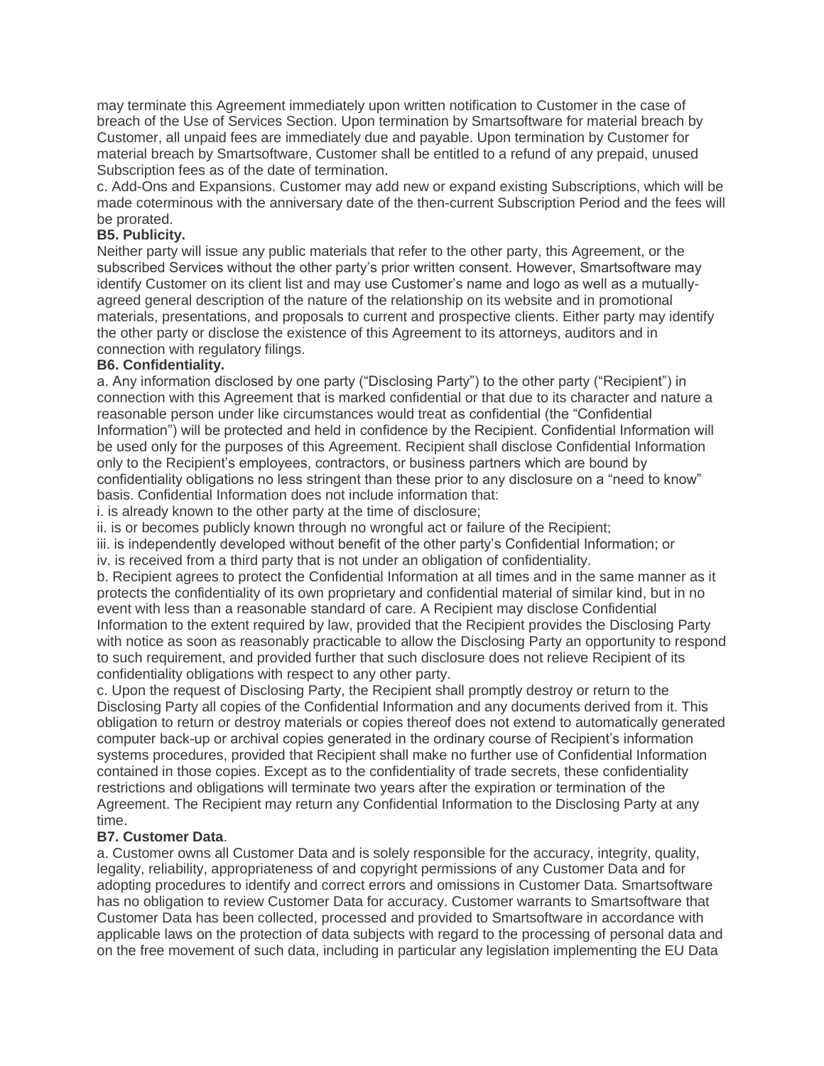may terminate this Agreement immediately upon written notification to Customer in the case of breach of the Use of Services Section. Upon termination by Smartsoftware for material breach by Customer, all unpaid fees are immediately due and payable. Upon termination by Customer for material breach by Smartsoftware, Customer shall be entitled to a refund of any prepaid, unused Subscription fees as of the date of termination.

c. Add-Ons and Expansions. Customer may add new or expand existing Subscriptions, which will be made coterminous with the anniversary date of the then-current Subscription Period and the fees will be prorated.

**B5. Publicity.**

Neither party will issue any public materials that refer to the other party, this Agreement, or the subscribed Services without the other party's prior written consent. However, Smartsoftware may identify Customer on its client list and may use Customer's name and logo as well as a mutually-agreed general description of the nature of the relationship on its website and in promotional materials, presentations, and proposals to current and prospective clients. Either party may identify the other party or disclose the existence of this Agreement to its attorneys, auditors and in connection with regulatory filings.

**B6. Confidentiality.**

a. Any information disclosed by one party ("Disclosing Party") to the other party ("Recipient") in connection with this Agreement that is marked confidential or that due to its character and nature a reasonable person under like circumstances would treat as confidential (the "Confidential Information") will be protected and held in confidence by the Recipient. Confidential Information will be used only for the purposes of this Agreement. Recipient shall disclose Confidential Information only to the Recipient's employees, contractors, or business partners which are bound by confidentiality obligations no less stringent than these prior to any disclosure on a "need to know" basis. Confidential Information does not include information that:

i. is already known to the other party at the time of disclosure;

ii. is or becomes publicly known through no wrongful act or failure of the Recipient;

iii. is independently developed without benefit of the other party's Confidential Information; or

iv. is received from a third party that is not under an obligation of confidentiality.

b. Recipient agrees to protect the Confidential Information at all times and in the same manner as it protects the confidentiality of its own proprietary and confidential material of similar kind, but in no event with less than a reasonable standard of care. A Recipient may disclose Confidential Information to the extent required by law, provided that the Recipient provides the Disclosing Party with notice as soon as reasonably practicable to allow the Disclosing Party an opportunity to respond to such requirement, and provided further that such disclosure does not relieve Recipient of its confidentiality obligations with respect to any other party.

c. Upon the request of Disclosing Party, the Recipient shall promptly destroy or return to the Disclosing Party all copies of the Confidential Information and any documents derived from it. This obligation to return or destroy materials or copies thereof does not extend to automatically generated computer back-up or archival copies generated in the ordinary course of Recipient's information systems procedures, provided that Recipient shall make no further use of Confidential Information contained in those copies. Except as to the confidentiality of trade secrets, these confidentiality restrictions and obligations will terminate two years after the expiration or termination of the Agreement. The Recipient may return any Confidential Information to the Disclosing Party at any time.

**B7. Customer Data**.

a. Customer owns all Customer Data and is solely responsible for the accuracy, integrity, quality, legality, reliability, appropriateness of and copyright permissions of any Customer Data and for adopting procedures to identify and correct errors and omissions in Customer Data. Smartsoftware has no obligation to review Customer Data for accuracy. Customer warrants to Smartsoftware that Customer Data has been collected, processed and provided to Smartsoftware in accordance with applicable laws on the protection of data subjects with regard to the processing of personal data and on the free movement of such data, including in particular any legislation implementing the EU Data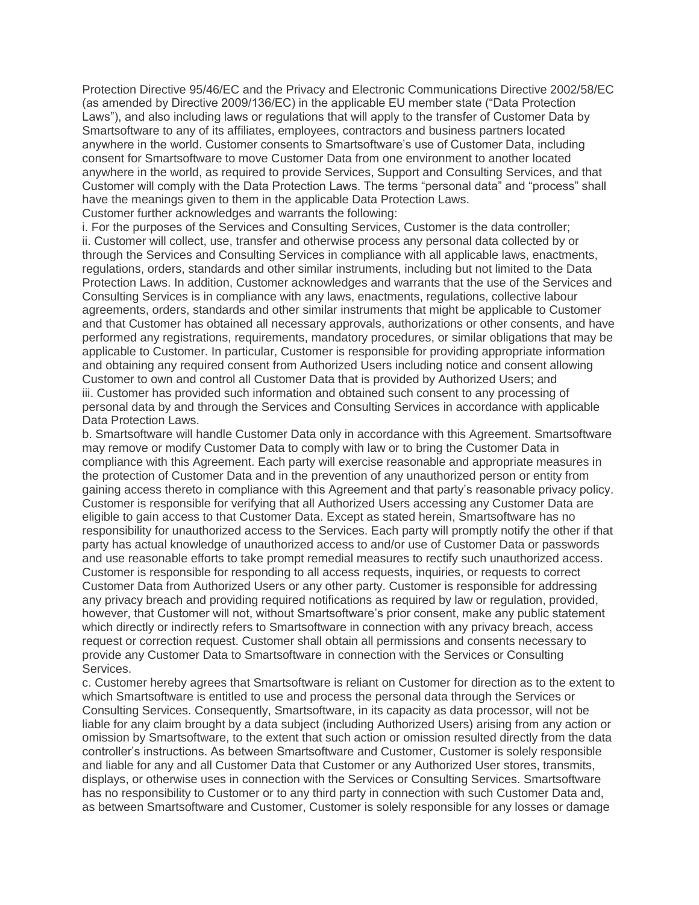Protection Directive 95/46/EC and the Privacy and Electronic Communications Directive 2002/58/EC (as amended by Directive 2009/136/EC) in the applicable EU member state ("Data Protection Laws"), and also including laws or regulations that will apply to the transfer of Customer Data by Smartsoftware to any of its affiliates, employees, contractors and business partners located anywhere in the world. Customer consents to Smartsoftware's use of Customer Data, including consent for Smartsoftware to move Customer Data from one environment to another located anywhere in the world, as required to provide Services, Support and Consulting Services, and that Customer will comply with the Data Protection Laws. The terms "personal data" and "process" shall have the meanings given to them in the applicable Data Protection Laws.

Customer further acknowledges and warrants the following:

i. For the purposes of the Services and Consulting Services, Customer is the data controller;

ii. Customer will collect, use, transfer and otherwise process any personal data collected by or through the Services and Consulting Services in compliance with all applicable laws, enactments, regulations, orders, standards and other similar instruments, including but not limited to the Data Protection Laws. In addition, Customer acknowledges and warrants that the use of the Services and Consulting Services is in compliance with any laws, enactments, regulations, collective labour agreements, orders, standards and other similar instruments that might be applicable to Customer and that Customer has obtained all necessary approvals, authorizations or other consents, and have performed any registrations, requirements, mandatory procedures, or similar obligations that may be applicable to Customer. In particular, Customer is responsible for providing appropriate information and obtaining any required consent from Authorized Users including notice and consent allowing Customer to own and control all Customer Data that is provided by Authorized Users; and

iii. Customer has provided such information and obtained such consent to any processing of personal data by and through the Services and Consulting Services in accordance with applicable Data Protection Laws.

b. Smartsoftware will handle Customer Data only in accordance with this Agreement. Smartsoftware may remove or modify Customer Data to comply with law or to bring the Customer Data in compliance with this Agreement. Each party will exercise reasonable and appropriate measures in the protection of Customer Data and in the prevention of any unauthorized person or entity from gaining access thereto in compliance with this Agreement and that party's reasonable privacy policy. Customer is responsible for verifying that all Authorized Users accessing any Customer Data are eligible to gain access to that Customer Data. Except as stated herein, Smartsoftware has no responsibility for unauthorized access to the Services. Each party will promptly notify the other if that party has actual knowledge of unauthorized access to and/or use of Customer Data or passwords and use reasonable efforts to take prompt remedial measures to rectify such unauthorized access. Customer is responsible for responding to all access requests, inquiries, or requests to correct Customer Data from Authorized Users or any other party. Customer is responsible for addressing any privacy breach and providing required notifications as required by law or regulation, provided, however, that Customer will not, without Smartsoftware's prior consent, make any public statement which directly or indirectly refers to Smartsoftware in connection with any privacy breach, access request or correction request. Customer shall obtain all permissions and consents necessary to provide any Customer Data to Smartsoftware in connection with the Services or Consulting Services.

c. Customer hereby agrees that Smartsoftware is reliant on Customer for direction as to the extent to which Smartsoftware is entitled to use and process the personal data through the Services or Consulting Services. Consequently, Smartsoftware, in its capacity as data processor, will not be liable for any claim brought by a data subject (including Authorized Users) arising from any action or omission by Smartsoftware, to the extent that such action or omission resulted directly from the data controller's instructions. As between Smartsoftware and Customer, Customer is solely responsible and liable for any and all Customer Data that Customer or any Authorized User stores, transmits, displays, or otherwise uses in connection with the Services or Consulting Services. Smartsoftware has no responsibility to Customer or to any third party in connection with such Customer Data and, as between Smartsoftware and Customer, Customer is solely responsible for any losses or damage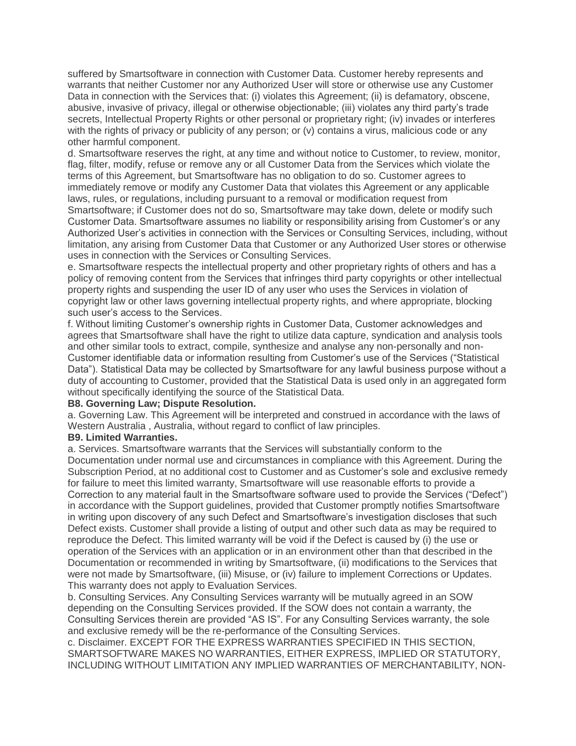suffered by Smartsoftware in connection with Customer Data. Customer hereby represents and warrants that neither Customer nor any Authorized User will store or otherwise use any Customer Data in connection with the Services that: (i) violates this Agreement; (ii) is defamatory, obscene, abusive, invasive of privacy, illegal or otherwise objectionable; (iii) violates any third party's trade secrets, Intellectual Property Rights or other personal or proprietary right; (iv) invades or interferes with the rights of privacy or publicity of any person; or (v) contains a virus, malicious code or any other harmful component.

d. Smartsoftware reserves the right, at any time and without notice to Customer, to review, monitor, flag, filter, modify, refuse or remove any or all Customer Data from the Services which violate the terms of this Agreement, but Smartsoftware has no obligation to do so. Customer agrees to immediately remove or modify any Customer Data that violates this Agreement or any applicable laws, rules, or regulations, including pursuant to a removal or modification request from Smartsoftware; if Customer does not do so, Smartsoftware may take down, delete or modify such Customer Data. Smartsoftware assumes no liability or responsibility arising from Customer's or any Authorized User's activities in connection with the Services or Consulting Services, including, without limitation, any arising from Customer Data that Customer or any Authorized User stores or otherwise uses in connection with the Services or Consulting Services.

e. Smartsoftware respects the intellectual property and other proprietary rights of others and has a policy of removing content from the Services that infringes third party copyrights or other intellectual property rights and suspending the user ID of any user who uses the Services in violation of copyright law or other laws governing intellectual property rights, and where appropriate, blocking such user's access to the Services.

f. Without limiting Customer's ownership rights in Customer Data, Customer acknowledges and agrees that Smartsoftware shall have the right to utilize data capture, syndication and analysis tools and other similar tools to extract, compile, synthesize and analyse any non-personally and non-Customer identifiable data or information resulting from Customer's use of the Services ("Statistical Data"). Statistical Data may be collected by Smartsoftware for any lawful business purpose without a duty of accounting to Customer, provided that the Statistical Data is used only in an aggregated form without specifically identifying the source of the Statistical Data.

**B8. Governing Law; Dispute Resolution.**

a. Governing Law. This Agreement will be interpreted and construed in accordance with the laws of Western Australia , Australia, without regard to conflict of law principles.

**B9. Limited Warranties.**

a. Services. Smartsoftware warrants that the Services will substantially conform to the Documentation under normal use and circumstances in compliance with this Agreement. During the Subscription Period, at no additional cost to Customer and as Customer's sole and exclusive remedy for failure to meet this limited warranty, Smartsoftware will use reasonable efforts to provide a Correction to any material fault in the Smartsoftware software used to provide the Services ("Defect") in accordance with the Support guidelines, provided that Customer promptly notifies Smartsoftware in writing upon discovery of any such Defect and Smartsoftware's investigation discloses that such Defect exists. Customer shall provide a listing of output and other such data as may be required to reproduce the Defect. This limited warranty will be void if the Defect is caused by (i) the use or operation of the Services with an application or in an environment other than that described in the Documentation or recommended in writing by Smartsoftware, (ii) modifications to the Services that were not made by Smartsoftware, (iii) Misuse, or (iv) failure to implement Corrections or Updates. This warranty does not apply to Evaluation Services.

b. Consulting Services. Any Consulting Services warranty will be mutually agreed in an SOW depending on the Consulting Services provided. If the SOW does not contain a warranty, the Consulting Services therein are provided "AS IS". For any Consulting Services warranty, the sole and exclusive remedy will be the re-performance of the Consulting Services.

c. Disclaimer. EXCEPT FOR THE EXPRESS WARRANTIES SPECIFIED IN THIS SECTION, SMARTSOFTWARE MAKES NO WARRANTIES, EITHER EXPRESS, IMPLIED OR STATUTORY, INCLUDING WITHOUT LIMITATION ANY IMPLIED WARRANTIES OF MERCHANTABILITY, NON-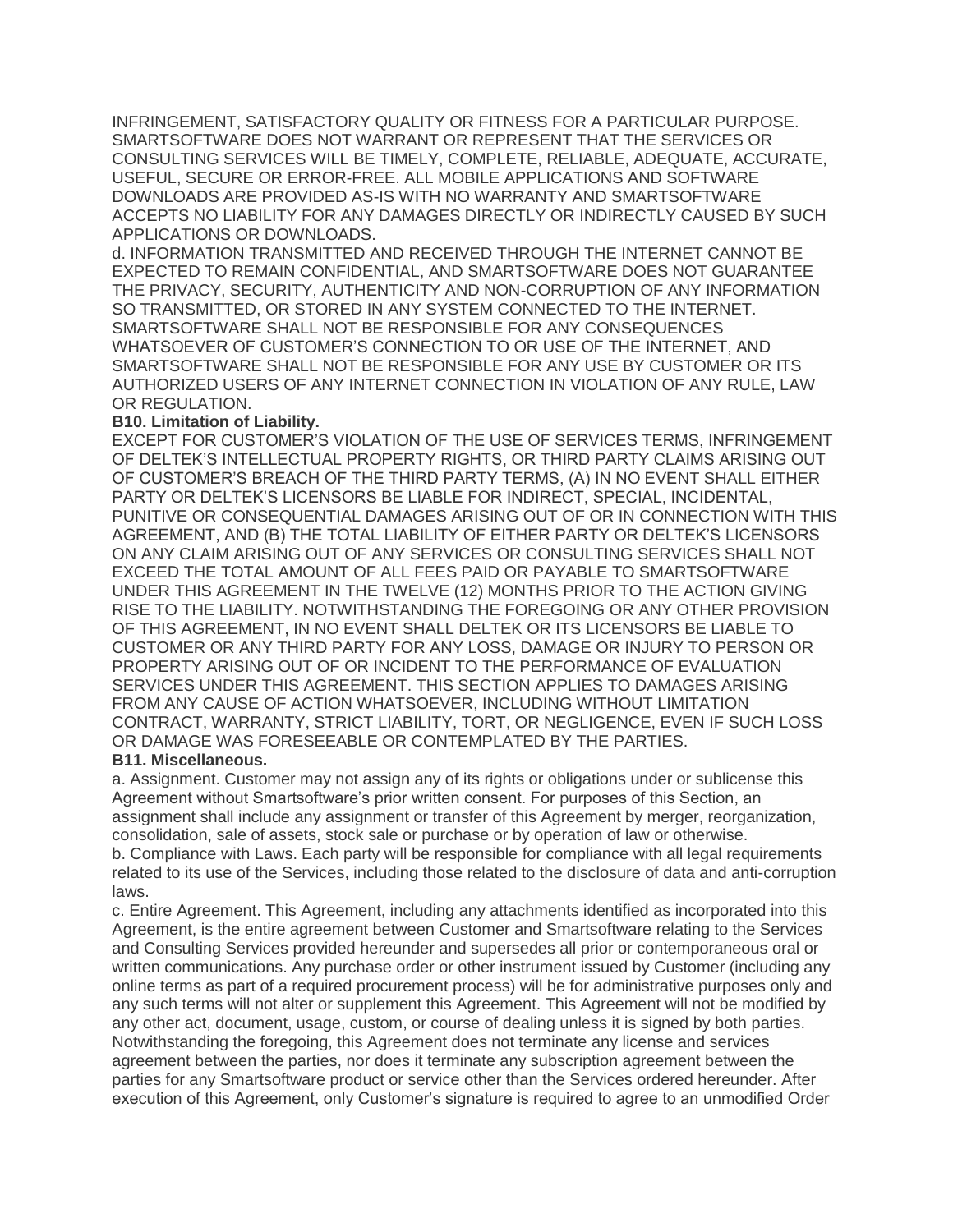INFRINGEMENT, SATISFACTORY QUALITY OR FITNESS FOR A PARTICULAR PURPOSE. SMARTSOFTWARE DOES NOT WARRANT OR REPRESENT THAT THE SERVICES OR CONSULTING SERVICES WILL BE TIMELY, COMPLETE, RELIABLE, ADEQUATE, ACCURATE, USEFUL, SECURE OR ERROR-FREE. ALL MOBILE APPLICATIONS AND SOFTWARE DOWNLOADS ARE PROVIDED AS-IS WITH NO WARRANTY AND SMARTSOFTWARE ACCEPTS NO LIABILITY FOR ANY DAMAGES DIRECTLY OR INDIRECTLY CAUSED BY SUCH APPLICATIONS OR DOWNLOADS.

d. INFORMATION TRANSMITTED AND RECEIVED THROUGH THE INTERNET CANNOT BE EXPECTED TO REMAIN CONFIDENTIAL, AND SMARTSOFTWARE DOES NOT GUARANTEE THE PRIVACY, SECURITY, AUTHENTICITY AND NON-CORRUPTION OF ANY INFORMATION SO TRANSMITTED, OR STORED IN ANY SYSTEM CONNECTED TO THE INTERNET. SMARTSOFTWARE SHALL NOT BE RESPONSIBLE FOR ANY CONSEQUENCES WHATSOEVER OF CUSTOMER'S CONNECTION TO OR USE OF THE INTERNET, AND SMARTSOFTWARE SHALL NOT BE RESPONSIBLE FOR ANY USE BY CUSTOMER OR ITS AUTHORIZED USERS OF ANY INTERNET CONNECTION IN VIOLATION OF ANY RULE, LAW OR REGULATION.

**B10. Limitation of Liability.**

EXCEPT FOR CUSTOMER'S VIOLATION OF THE USE OF SERVICES TERMS, INFRINGEMENT OF DELTEK'S INTELLECTUAL PROPERTY RIGHTS, OR THIRD PARTY CLAIMS ARISING OUT OF CUSTOMER'S BREACH OF THE THIRD PARTY TERMS, (A) IN NO EVENT SHALL EITHER PARTY OR DELTEK'S LICENSORS BE LIABLE FOR INDIRECT, SPECIAL, INCIDENTAL, PUNITIVE OR CONSEQUENTIAL DAMAGES ARISING OUT OF OR IN CONNECTION WITH THIS AGREEMENT, AND (B) THE TOTAL LIABILITY OF EITHER PARTY OR DELTEK'S LICENSORS ON ANY CLAIM ARISING OUT OF ANY SERVICES OR CONSULTING SERVICES SHALL NOT EXCEED THE TOTAL AMOUNT OF ALL FEES PAID OR PAYABLE TO SMARTSOFTWARE UNDER THIS AGREEMENT IN THE TWELVE (12) MONTHS PRIOR TO THE ACTION GIVING RISE TO THE LIABILITY. NOTWITHSTANDING THE FOREGOING OR ANY OTHER PROVISION OF THIS AGREEMENT, IN NO EVENT SHALL DELTEK OR ITS LICENSORS BE LIABLE TO CUSTOMER OR ANY THIRD PARTY FOR ANY LOSS, DAMAGE OR INJURY TO PERSON OR PROPERTY ARISING OUT OF OR INCIDENT TO THE PERFORMANCE OF EVALUATION SERVICES UNDER THIS AGREEMENT. THIS SECTION APPLIES TO DAMAGES ARISING FROM ANY CAUSE OF ACTION WHATSOEVER, INCLUDING WITHOUT LIMITATION CONTRACT, WARRANTY, STRICT LIABILITY, TORT, OR NEGLIGENCE, EVEN IF SUCH LOSS OR DAMAGE WAS FORESEEABLE OR CONTEMPLATED BY THE PARTIES.

**B11. Miscellaneous.**

a. Assignment. Customer may not assign any of its rights or obligations under or sublicense this Agreement without Smartsoftware's prior written consent. For purposes of this Section, an assignment shall include any assignment or transfer of this Agreement by merger, reorganization, consolidation, sale of assets, stock sale or purchase or by operation of law or otherwise.

b. Compliance with Laws. Each party will be responsible for compliance with all legal requirements related to its use of the Services, including those related to the disclosure of data and anti-corruption laws.

c. Entire Agreement. This Agreement, including any attachments identified as incorporated into this Agreement, is the entire agreement between Customer and Smartsoftware relating to the Services and Consulting Services provided hereunder and supersedes all prior or contemporaneous oral or written communications. Any purchase order or other instrument issued by Customer (including any online terms as part of a required procurement process) will be for administrative purposes only and any such terms will not alter or supplement this Agreement. This Agreement will not be modified by any other act, document, usage, custom, or course of dealing unless it is signed by both parties. Notwithstanding the foregoing, this Agreement does not terminate any license and services agreement between the parties, nor does it terminate any subscription agreement between the parties for any Smartsoftware product or service other than the Services ordered hereunder. After execution of this Agreement, only Customer's signature is required to agree to an unmodified Order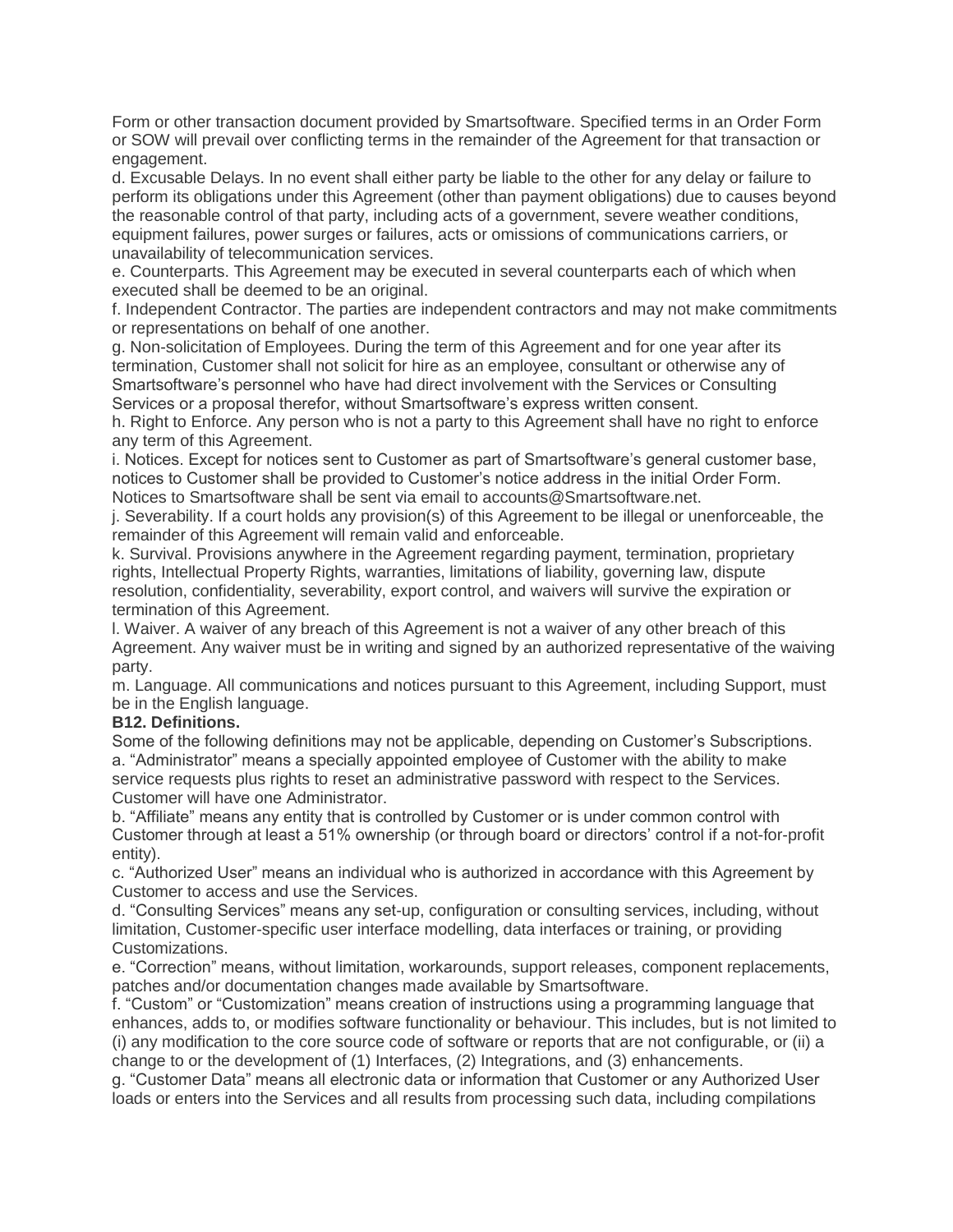Form or other transaction document provided by Smartsoftware. Specified terms in an Order Form or SOW will prevail over conflicting terms in the remainder of the Agreement for that transaction or engagement.

d. Excusable Delays. In no event shall either party be liable to the other for any delay or failure to perform its obligations under this Agreement (other than payment obligations) due to causes beyond the reasonable control of that party, including acts of a government, severe weather conditions, equipment failures, power surges or failures, acts or omissions of communications carriers, or unavailability of telecommunication services.

e. Counterparts. This Agreement may be executed in several counterparts each of which when executed shall be deemed to be an original.

f. Independent Contractor. The parties are independent contractors and may not make commitments or representations on behalf of one another.

g. Non-solicitation of Employees. During the term of this Agreement and for one year after its termination, Customer shall not solicit for hire as an employee, consultant or otherwise any of Smartsoftware's personnel who have had direct involvement with the Services or Consulting Services or a proposal therefor, without Smartsoftware's express written consent.

h. Right to Enforce. Any person who is not a party to this Agreement shall have no right to enforce any term of this Agreement.

i. Notices. Except for notices sent to Customer as part of Smartsoftware's general customer base, notices to Customer shall be provided to Customer's notice address in the initial Order Form. Notices to Smartsoftware shall be sent via email to accounts@Smartsoftware.net.

j. Severability. If a court holds any provision(s) of this Agreement to be illegal or unenforceable, the remainder of this Agreement will remain valid and enforceable.

k. Survival. Provisions anywhere in the Agreement regarding payment, termination, proprietary rights, Intellectual Property Rights, warranties, limitations of liability, governing law, dispute resolution, confidentiality, severability, export control, and waivers will survive the expiration or termination of this Agreement.

l. Waiver. A waiver of any breach of this Agreement is not a waiver of any other breach of this Agreement. Any waiver must be in writing and signed by an authorized representative of the waiving party.

m. Language. All communications and notices pursuant to this Agreement, including Support, must be in the English language.

**B12. Definitions.**

Some of the following definitions may not be applicable, depending on Customer's Subscriptions.

a. "Administrator" means a specially appointed employee of Customer with the ability to make service requests plus rights to reset an administrative password with respect to the Services. Customer will have one Administrator.

b. "Affiliate" means any entity that is controlled by Customer or is under common control with Customer through at least a 51% ownership (or through board or directors' control if a not-for-profit entity).

c. "Authorized User" means an individual who is authorized in accordance with this Agreement by Customer to access and use the Services.

d. "Consulting Services" means any set-up, configuration or consulting services, including, without limitation, Customer-specific user interface modelling, data interfaces or training, or providing Customizations.

e. "Correction" means, without limitation, workarounds, support releases, component replacements, patches and/or documentation changes made available by Smartsoftware.

f. "Custom" or "Customization" means creation of instructions using a programming language that enhances, adds to, or modifies software functionality or behaviour. This includes, but is not limited to (i) any modification to the core source code of software or reports that are not configurable, or (ii) a change to or the development of (1) Interfaces, (2) Integrations, and (3) enhancements.

g. "Customer Data" means all electronic data or information that Customer or any Authorized User loads or enters into the Services and all results from processing such data, including compilations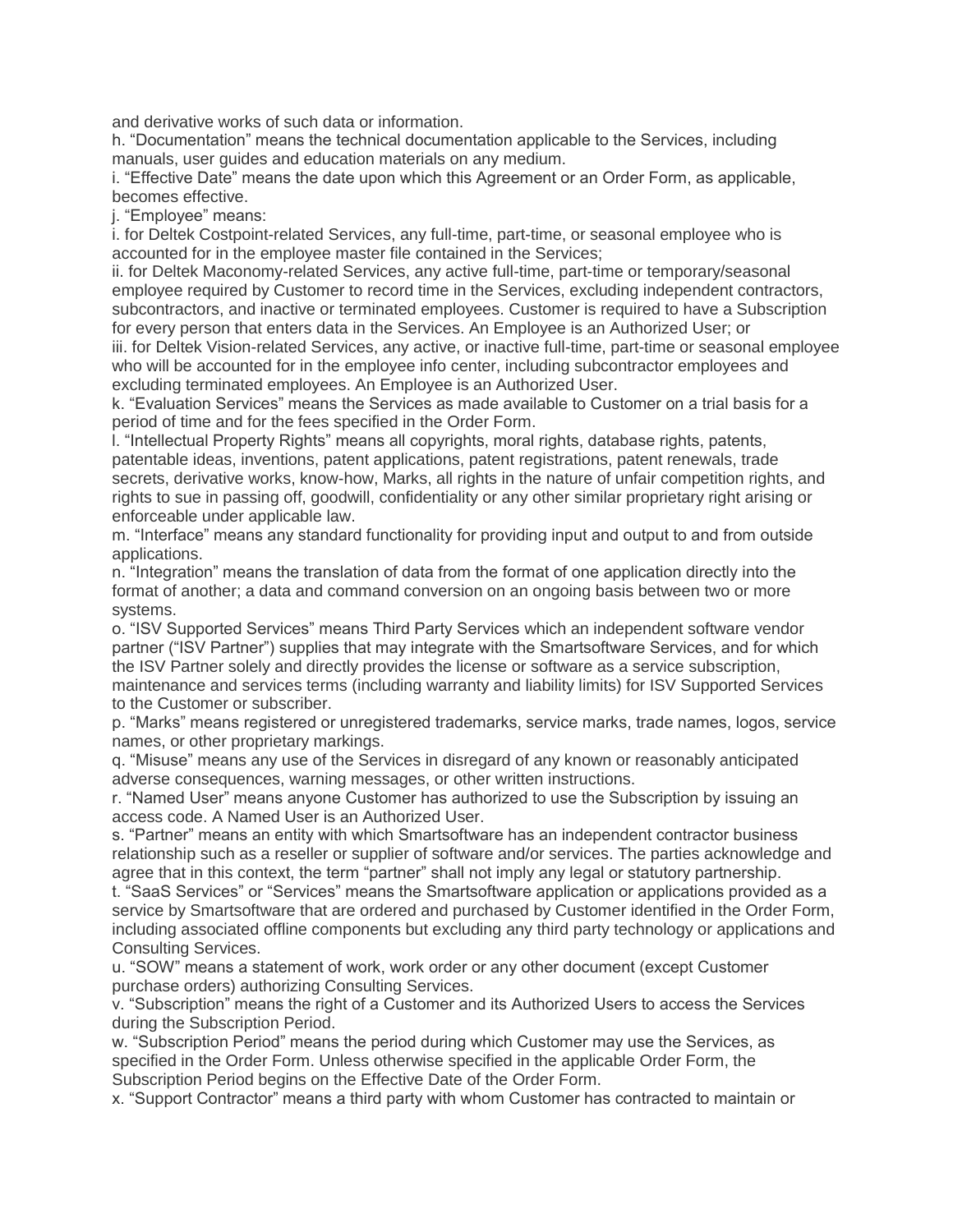and derivative works of such data or information.

h. “Documentation” means the technical documentation applicable to the Services, including manuals, user guides and education materials on any medium.

i. “Effective Date” means the date upon which this Agreement or an Order Form, as applicable, becomes effective.

j. “Employee” means:

i. for Deltek Costpoint-related Services, any full-time, part-time, or seasonal employee who is accounted for in the employee master file contained in the Services;

ii. for Deltek Maconomy-related Services, any active full-time, part-time or temporary/seasonal employee required by Customer to record time in the Services, excluding independent contractors, subcontractors, and inactive or terminated employees. Customer is required to have a Subscription for every person that enters data in the Services. An Employee is an Authorized User; or

iii. for Deltek Vision-related Services, any active, or inactive full-time, part-time or seasonal employee who will be accounted for in the employee info center, including subcontractor employees and excluding terminated employees. An Employee is an Authorized User.

k. “Evaluation Services” means the Services as made available to Customer on a trial basis for a period of time and for the fees specified in the Order Form.

l. “Intellectual Property Rights” means all copyrights, moral rights, database rights, patents, patentable ideas, inventions, patent applications, patent registrations, patent renewals, trade secrets, derivative works, know-how, Marks, all rights in the nature of unfair competition rights, and rights to sue in passing off, goodwill, confidentiality or any other similar proprietary right arising or enforceable under applicable law.

m. “Interface” means any standard functionality for providing input and output to and from outside applications.

n. “Integration” means the translation of data from the format of one application directly into the format of another; a data and command conversion on an ongoing basis between two or more systems.

o. “ISV Supported Services” means Third Party Services which an independent software vendor partner (“ISV Partner”) supplies that may integrate with the Smartsoftware Services, and for which the ISV Partner solely and directly provides the license or software as a service subscription, maintenance and services terms (including warranty and liability limits) for ISV Supported Services to the Customer or subscriber.

p. “Marks” means registered or unregistered trademarks, service marks, trade names, logos, service names, or other proprietary markings.

q. “Misuse” means any use of the Services in disregard of any known or reasonably anticipated adverse consequences, warning messages, or other written instructions.

r. “Named User” means anyone Customer has authorized to use the Subscription by issuing an access code. A Named User is an Authorized User.

s. “Partner” means an entity with which Smartsoftware has an independent contractor business relationship such as a reseller or supplier of software and/or services. The parties acknowledge and agree that in this context, the term “partner” shall not imply any legal or statutory partnership.

t. “SaaS Services” or “Services” means the Smartsoftware application or applications provided as a service by Smartsoftware that are ordered and purchased by Customer identified in the Order Form, including associated offline components but excluding any third party technology or applications and Consulting Services.

u. “SOW” means a statement of work, work order or any other document (except Customer purchase orders) authorizing Consulting Services.

v. “Subscription” means the right of a Customer and its Authorized Users to access the Services during the Subscription Period.

w. “Subscription Period” means the period during which Customer may use the Services, as specified in the Order Form. Unless otherwise specified in the applicable Order Form, the Subscription Period begins on the Effective Date of the Order Form.

x. “Support Contractor” means a third party with whom Customer has contracted to maintain or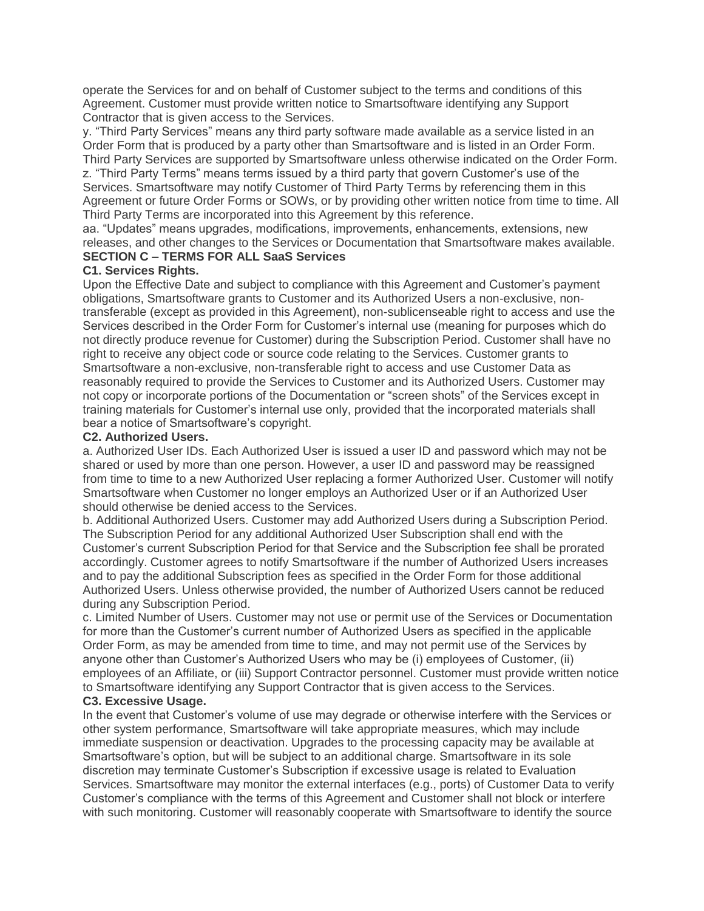operate the Services for and on behalf of Customer subject to the terms and conditions of this Agreement. Customer must provide written notice to Smartsoftware identifying any Support Contractor that is given access to the Services.

y. "Third Party Services" means any third party software made available as a service listed in an Order Form that is produced by a party other than Smartsoftware and is listed in an Order Form. Third Party Services are supported by Smartsoftware unless otherwise indicated on the Order Form.

z. "Third Party Terms" means terms issued by a third party that govern Customer's use of the Services. Smartsoftware may notify Customer of Third Party Terms by referencing them in this Agreement or future Order Forms or SOWs, or by providing other written notice from time to time. All Third Party Terms are incorporated into this Agreement by this reference.

aa. "Updates" means upgrades, modifications, improvements, enhancements, extensions, new releases, and other changes to the Services or Documentation that Smartsoftware makes available.

**SECTION C – TERMS FOR ALL SaaS Services**

**C1. Services Rights.**

Upon the Effective Date and subject to compliance with this Agreement and Customer's payment obligations, Smartsoftware grants to Customer and its Authorized Users a non-exclusive, non-transferable (except as provided in this Agreement), non-sublicenseable right to access and use the Services described in the Order Form for Customer's internal use (meaning for purposes which do not directly produce revenue for Customer) during the Subscription Period. Customer shall have no right to receive any object code or source code relating to the Services. Customer grants to Smartsoftware a non-exclusive, non-transferable right to access and use Customer Data as reasonably required to provide the Services to Customer and its Authorized Users. Customer may not copy or incorporate portions of the Documentation or "screen shots" of the Services except in training materials for Customer's internal use only, provided that the incorporated materials shall bear a notice of Smartsoftware's copyright.

**C2. Authorized Users.**

a. Authorized User IDs. Each Authorized User is issued a user ID and password which may not be shared or used by more than one person. However, a user ID and password may be reassigned from time to time to a new Authorized User replacing a former Authorized User. Customer will notify Smartsoftware when Customer no longer employs an Authorized User or if an Authorized User should otherwise be denied access to the Services.

b. Additional Authorized Users. Customer may add Authorized Users during a Subscription Period. The Subscription Period for any additional Authorized User Subscription shall end with the Customer's current Subscription Period for that Service and the Subscription fee shall be prorated accordingly. Customer agrees to notify Smartsoftware if the number of Authorized Users increases and to pay the additional Subscription fees as specified in the Order Form for those additional Authorized Users. Unless otherwise provided, the number of Authorized Users cannot be reduced during any Subscription Period.

c. Limited Number of Users. Customer may not use or permit use of the Services or Documentation for more than the Customer's current number of Authorized Users as specified in the applicable Order Form, as may be amended from time to time, and may not permit use of the Services by anyone other than Customer's Authorized Users who may be (i) employees of Customer, (ii) employees of an Affiliate, or (iii) Support Contractor personnel. Customer must provide written notice to Smartsoftware identifying any Support Contractor that is given access to the Services.

**C3. Excessive Usage.**

In the event that Customer's volume of use may degrade or otherwise interfere with the Services or other system performance, Smartsoftware will take appropriate measures, which may include immediate suspension or deactivation. Upgrades to the processing capacity may be available at Smartsoftware's option, but will be subject to an additional charge. Smartsoftware in its sole discretion may terminate Customer's Subscription if excessive usage is related to Evaluation Services. Smartsoftware may monitor the external interfaces (e.g., ports) of Customer Data to verify Customer's compliance with the terms of this Agreement and Customer shall not block or interfere with such monitoring. Customer will reasonably cooperate with Smartsoftware to identify the source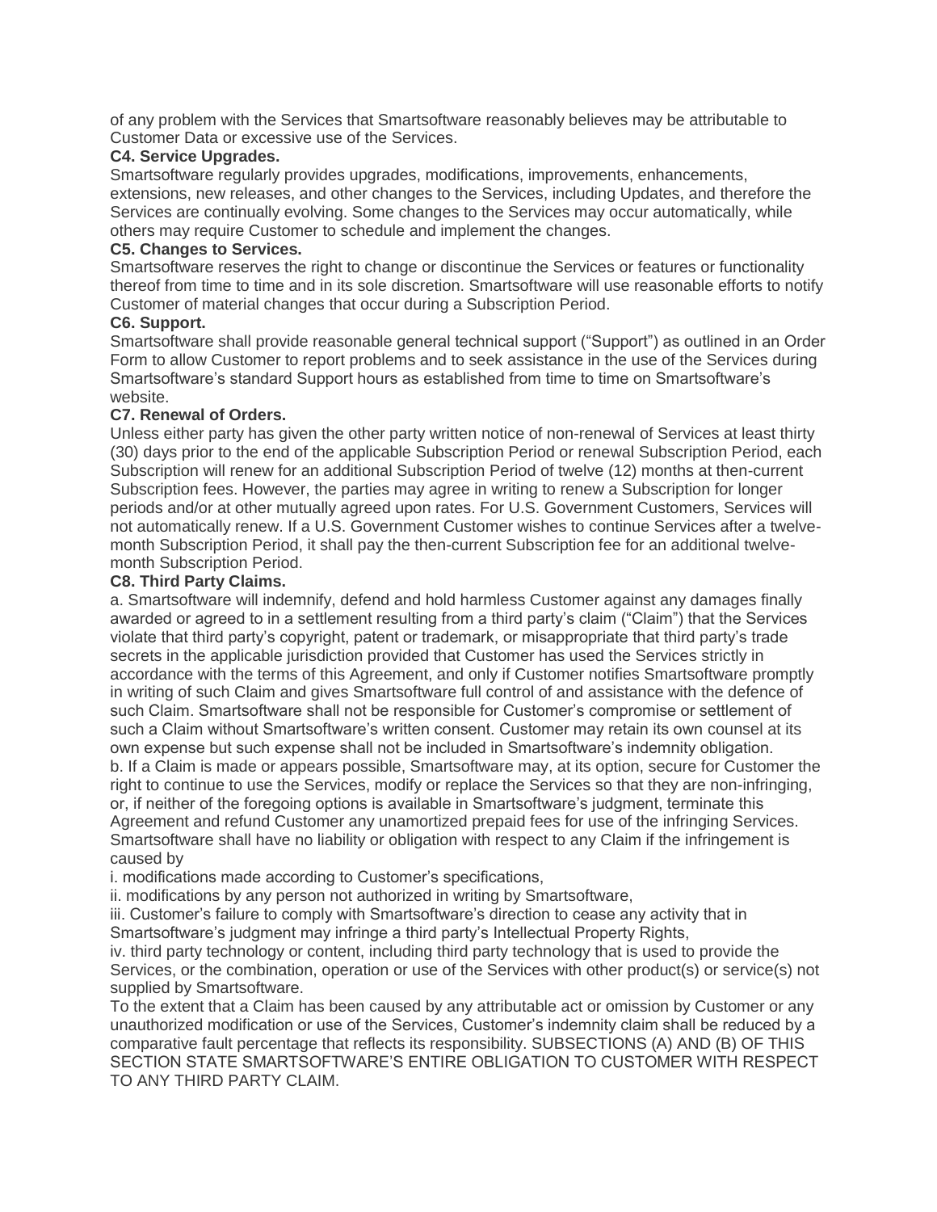of any problem with the Services that Smartsoftware reasonably believes may be attributable to Customer Data or excessive use of the Services.

**C4. Service Upgrades.**

Smartsoftware regularly provides upgrades, modifications, improvements, enhancements, extensions, new releases, and other changes to the Services, including Updates, and therefore the Services are continually evolving. Some changes to the Services may occur automatically, while others may require Customer to schedule and implement the changes.

**C5. Changes to Services.**

Smartsoftware reserves the right to change or discontinue the Services or features or functionality thereof from time to time and in its sole discretion. Smartsoftware will use reasonable efforts to notify Customer of material changes that occur during a Subscription Period.

**C6. Support.**

Smartsoftware shall provide reasonable general technical support ("Support") as outlined in an Order Form to allow Customer to report problems and to seek assistance in the use of the Services during Smartsoftware's standard Support hours as established from time to time on Smartsoftware's website.

**C7. Renewal of Orders.**

Unless either party has given the other party written notice of non-renewal of Services at least thirty (30) days prior to the end of the applicable Subscription Period or renewal Subscription Period, each Subscription will renew for an additional Subscription Period of twelve (12) months at then-current Subscription fees. However, the parties may agree in writing to renew a Subscription for longer periods and/or at other mutually agreed upon rates. For U.S. Government Customers, Services will not automatically renew. If a U.S. Government Customer wishes to continue Services after a twelve-month Subscription Period, it shall pay the then-current Subscription fee for an additional twelve-month Subscription Period.

**C8. Third Party Claims.**

a. Smartsoftware will indemnify, defend and hold harmless Customer against any damages finally awarded or agreed to in a settlement resulting from a third party's claim ("Claim") that the Services violate that third party's copyright, patent or trademark, or misappropriate that third party's trade secrets in the applicable jurisdiction provided that Customer has used the Services strictly in accordance with the terms of this Agreement, and only if Customer notifies Smartsoftware promptly in writing of such Claim and gives Smartsoftware full control of and assistance with the defence of such Claim. Smartsoftware shall not be responsible for Customer's compromise or settlement of such a Claim without Smartsoftware's written consent. Customer may retain its own counsel at its own expense but such expense shall not be included in Smartsoftware's indemnity obligation.

b. If a Claim is made or appears possible, Smartsoftware may, at its option, secure for Customer the right to continue to use the Services, modify or replace the Services so that they are non-infringing, or, if neither of the foregoing options is available in Smartsoftware's judgment, terminate this Agreement and refund Customer any unamortized prepaid fees for use of the infringing Services. Smartsoftware shall have no liability or obligation with respect to any Claim if the infringement is caused by

i. modifications made according to Customer's specifications,

ii. modifications by any person not authorized in writing by Smartsoftware,

iii. Customer's failure to comply with Smartsoftware's direction to cease any activity that in Smartsoftware's judgment may infringe a third party's Intellectual Property Rights,

iv. third party technology or content, including third party technology that is used to provide the Services, or the combination, operation or use of the Services with other product(s) or service(s) not supplied by Smartsoftware.

To the extent that a Claim has been caused by any attributable act or omission by Customer or any unauthorized modification or use of the Services, Customer's indemnity claim shall be reduced by a comparative fault percentage that reflects its responsibility. SUBSECTIONS (A) AND (B) OF THIS SECTION STATE SMARTSOFTWARE'S ENTIRE OBLIGATION TO CUSTOMER WITH RESPECT TO ANY THIRD PARTY CLAIM.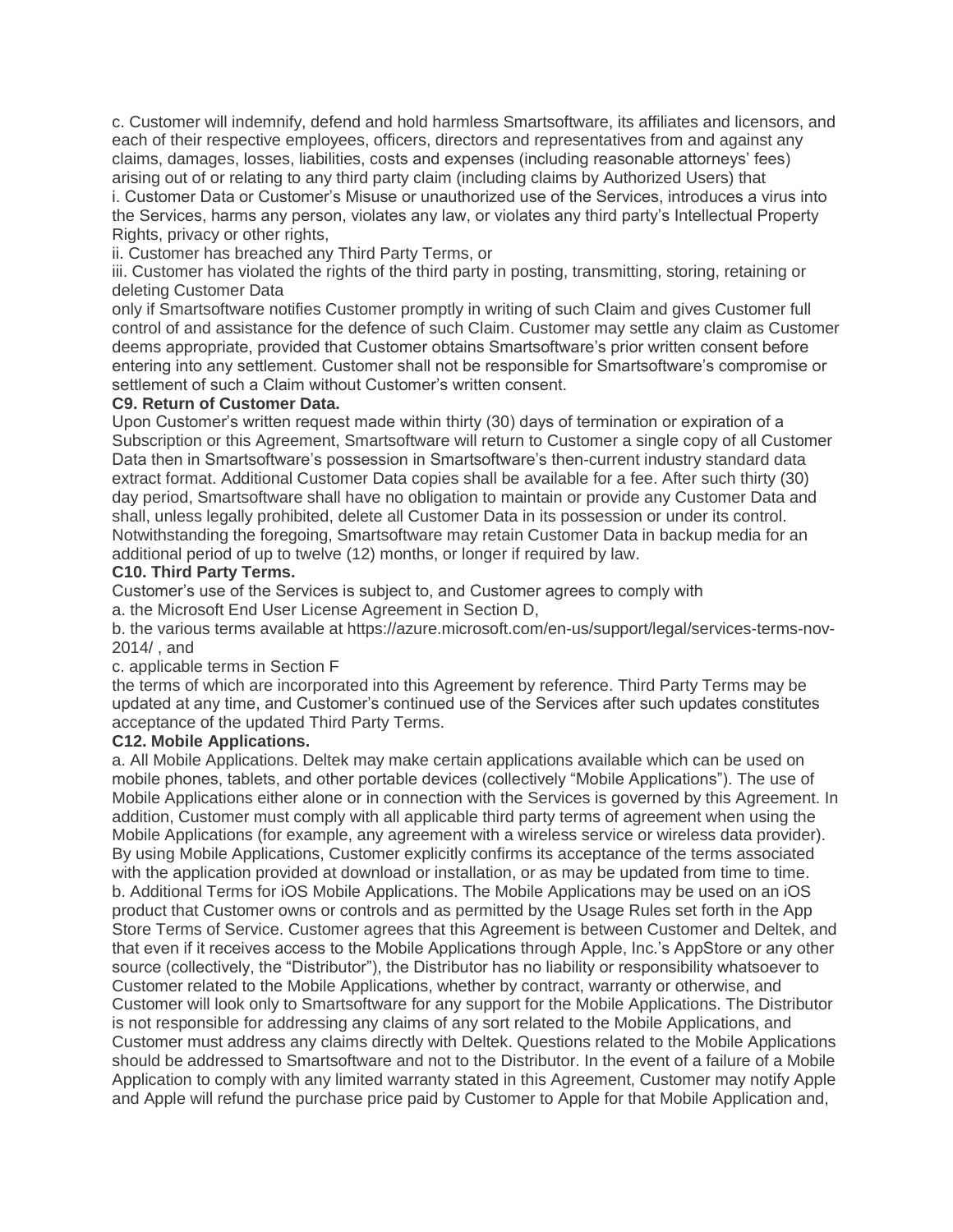c. Customer will indemnify, defend and hold harmless Smartsoftware, its affiliates and licensors, and each of their respective employees, officers, directors and representatives from and against any claims, damages, losses, liabilities, costs and expenses (including reasonable attorneys' fees) arising out of or relating to any third party claim (including claims by Authorized Users) that

i. Customer Data or Customer's Misuse or unauthorized use of the Services, introduces a virus into the Services, harms any person, violates any law, or violates any third party's Intellectual Property Rights, privacy or other rights,

ii. Customer has breached any Third Party Terms, or

iii. Customer has violated the rights of the third party in posting, transmitting, storing, retaining or deleting Customer Data

only if Smartsoftware notifies Customer promptly in writing of such Claim and gives Customer full control of and assistance for the defence of such Claim. Customer may settle any claim as Customer deems appropriate, provided that Customer obtains Smartsoftware's prior written consent before entering into any settlement. Customer shall not be responsible for Smartsoftware's compromise or settlement of such a Claim without Customer's written consent.

**C9. Return of Customer Data.**

Upon Customer's written request made within thirty (30) days of termination or expiration of a Subscription or this Agreement, Smartsoftware will return to Customer a single copy of all Customer Data then in Smartsoftware's possession in Smartsoftware's then-current industry standard data extract format. Additional Customer Data copies shall be available for a fee. After such thirty (30) day period, Smartsoftware shall have no obligation to maintain or provide any Customer Data and shall, unless legally prohibited, delete all Customer Data in its possession or under its control. Notwithstanding the foregoing, Smartsoftware may retain Customer Data in backup media for an additional period of up to twelve (12) months, or longer if required by law.

**C10. Third Party Terms.**

Customer's use of the Services is subject to, and Customer agrees to comply with

a. the Microsoft End User License Agreement in Section D,

b. the various terms available at https://azure.microsoft.com/en-us/support/legal/services-terms-nov-2014/ , and

c. applicable terms in Section F

the terms of which are incorporated into this Agreement by reference. Third Party Terms may be updated at any time, and Customer's continued use of the Services after such updates constitutes acceptance of the updated Third Party Terms.

**C12. Mobile Applications.**

a. All Mobile Applications. Deltek may make certain applications available which can be used on mobile phones, tablets, and other portable devices (collectively "Mobile Applications"). The use of Mobile Applications either alone or in connection with the Services is governed by this Agreement. In addition, Customer must comply with all applicable third party terms of agreement when using the Mobile Applications (for example, any agreement with a wireless service or wireless data provider). By using Mobile Applications, Customer explicitly confirms its acceptance of the terms associated with the application provided at download or installation, or as may be updated from time to time.

b. Additional Terms for iOS Mobile Applications. The Mobile Applications may be used on an iOS product that Customer owns or controls and as permitted by the Usage Rules set forth in the App Store Terms of Service. Customer agrees that this Agreement is between Customer and Deltek, and that even if it receives access to the Mobile Applications through Apple, Inc.'s AppStore or any other source (collectively, the "Distributor"), the Distributor has no liability or responsibility whatsoever to Customer related to the Mobile Applications, whether by contract, warranty or otherwise, and Customer will look only to Smartsoftware for any support for the Mobile Applications. The Distributor is not responsible for addressing any claims of any sort related to the Mobile Applications, and Customer must address any claims directly with Deltek. Questions related to the Mobile Applications should be addressed to Smartsoftware and not to the Distributor. In the event of a failure of a Mobile Application to comply with any limited warranty stated in this Agreement, Customer may notify Apple and Apple will refund the purchase price paid by Customer to Apple for that Mobile Application and,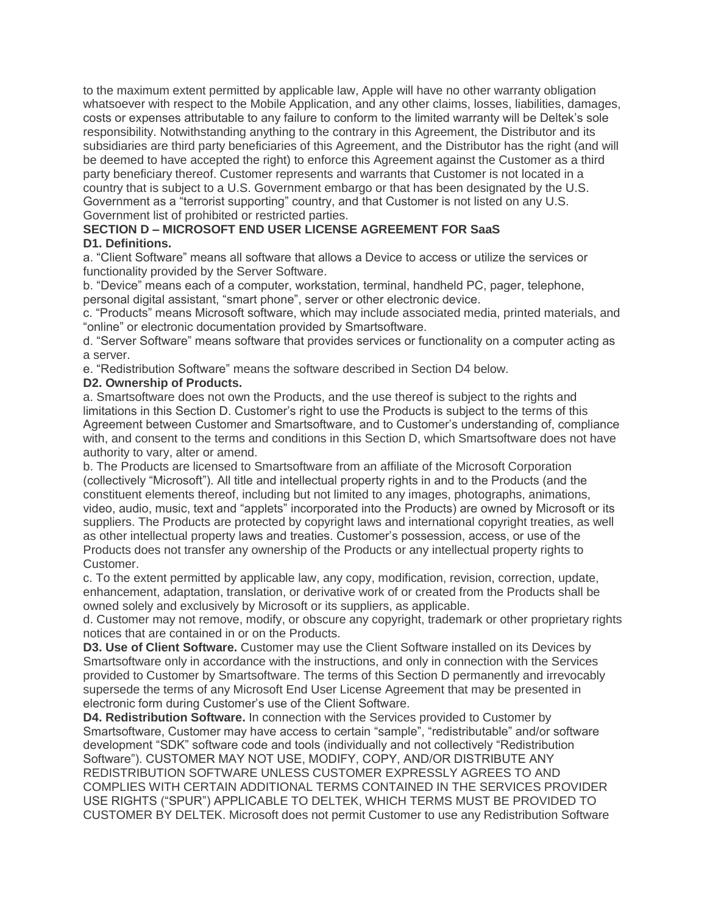to the maximum extent permitted by applicable law, Apple will have no other warranty obligation whatsoever with respect to the Mobile Application, and any other claims, losses, liabilities, damages, costs or expenses attributable to any failure to conform to the limited warranty will be Deltek's sole responsibility. Notwithstanding anything to the contrary in this Agreement, the Distributor and its subsidiaries are third party beneficiaries of this Agreement, and the Distributor has the right (and will be deemed to have accepted the right) to enforce this Agreement against the Customer as a third party beneficiary thereof. Customer represents and warrants that Customer is not located in a country that is subject to a U.S. Government embargo or that has been designated by the U.S. Government as a "terrorist supporting" country, and that Customer is not listed on any U.S. Government list of prohibited or restricted parties.

**SECTION D – MICROSOFT END USER LICENSE AGREEMENT FOR SaaS**

**D1. Definitions.**

a. "Client Software" means all software that allows a Device to access or utilize the services or functionality provided by the Server Software.

b. "Device" means each of a computer, workstation, terminal, handheld PC, pager, telephone, personal digital assistant, "smart phone", server or other electronic device.

c. "Products" means Microsoft software, which may include associated media, printed materials, and "online" or electronic documentation provided by Smartsoftware.

d. "Server Software" means software that provides services or functionality on a computer acting as a server.

e. "Redistribution Software" means the software described in Section D4 below.

**D2. Ownership of Products.**

a. Smartsoftware does not own the Products, and the use thereof is subject to the rights and limitations in this Section D. Customer's right to use the Products is subject to the terms of this Agreement between Customer and Smartsoftware, and to Customer's understanding of, compliance with, and consent to the terms and conditions in this Section D, which Smartsoftware does not have authority to vary, alter or amend.

b. The Products are licensed to Smartsoftware from an affiliate of the Microsoft Corporation (collectively "Microsoft"). All title and intellectual property rights in and to the Products (and the constituent elements thereof, including but not limited to any images, photographs, animations, video, audio, music, text and "applets" incorporated into the Products) are owned by Microsoft or its suppliers. The Products are protected by copyright laws and international copyright treaties, as well as other intellectual property laws and treaties. Customer's possession, access, or use of the Products does not transfer any ownership of the Products or any intellectual property rights to Customer.

c. To the extent permitted by applicable law, any copy, modification, revision, correction, update, enhancement, adaptation, translation, or derivative work of or created from the Products shall be owned solely and exclusively by Microsoft or its suppliers, as applicable.

d. Customer may not remove, modify, or obscure any copyright, trademark or other proprietary rights notices that are contained in or on the Products.

**D3. Use of Client Software.** Customer may use the Client Software installed on its Devices by Smartsoftware only in accordance with the instructions, and only in connection with the Services provided to Customer by Smartsoftware. The terms of this Section D permanently and irrevocably supersede the terms of any Microsoft End User License Agreement that may be presented in electronic form during Customer's use of the Client Software.

**D4. Redistribution Software.** In connection with the Services provided to Customer by Smartsoftware, Customer may have access to certain "sample", "redistributable" and/or software development "SDK" software code and tools (individually and not collectively "Redistribution Software"). CUSTOMER MAY NOT USE, MODIFY, COPY, AND/OR DISTRIBUTE ANY REDISTRIBUTION SOFTWARE UNLESS CUSTOMER EXPRESSLY AGREES TO AND COMPLIES WITH CERTAIN ADDITIONAL TERMS CONTAINED IN THE SERVICES PROVIDER USE RIGHTS ("SPUR") APPLICABLE TO DELTEK, WHICH TERMS MUST BE PROVIDED TO CUSTOMER BY DELTEK. Microsoft does not permit Customer to use any Redistribution Software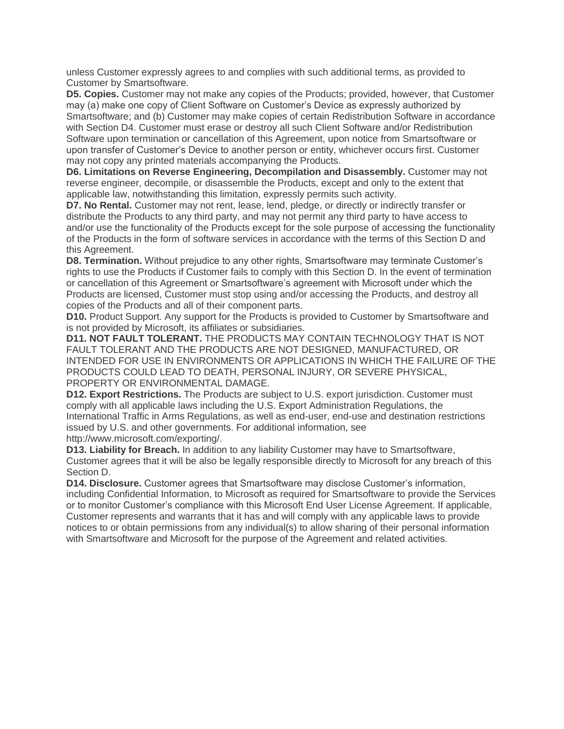unless Customer expressly agrees to and complies with such additional terms, as provided to Customer by Smartsoftware.

**D5. Copies.** Customer may not make any copies of the Products; provided, however, that Customer may (a) make one copy of Client Software on Customer's Device as expressly authorized by Smartsoftware; and (b) Customer may make copies of certain Redistribution Software in accordance with Section D4. Customer must erase or destroy all such Client Software and/or Redistribution Software upon termination or cancellation of this Agreement, upon notice from Smartsoftware or upon transfer of Customer's Device to another person or entity, whichever occurs first. Customer may not copy any printed materials accompanying the Products.

**D6. Limitations on Reverse Engineering, Decompilation and Disassembly.** Customer may not reverse engineer, decompile, or disassemble the Products, except and only to the extent that applicable law, notwithstanding this limitation, expressly permits such activity.

**D7. No Rental.** Customer may not rent, lease, lend, pledge, or directly or indirectly transfer or distribute the Products to any third party, and may not permit any third party to have access to and/or use the functionality of the Products except for the sole purpose of accessing the functionality of the Products in the form of software services in accordance with the terms of this Section D and this Agreement.

**D8. Termination.** Without prejudice to any other rights, Smartsoftware may terminate Customer's rights to use the Products if Customer fails to comply with this Section D. In the event of termination or cancellation of this Agreement or Smartsoftware's agreement with Microsoft under which the Products are licensed, Customer must stop using and/or accessing the Products, and destroy all copies of the Products and all of their component parts.

**D10.** Product Support. Any support for the Products is provided to Customer by Smartsoftware and is not provided by Microsoft, its affiliates or subsidiaries.

**D11. NOT FAULT TOLERANT.** THE PRODUCTS MAY CONTAIN TECHNOLOGY THAT IS NOT FAULT TOLERANT AND THE PRODUCTS ARE NOT DESIGNED, MANUFACTURED, OR INTENDED FOR USE IN ENVIRONMENTS OR APPLICATIONS IN WHICH THE FAILURE OF THE PRODUCTS COULD LEAD TO DEATH, PERSONAL INJURY, OR SEVERE PHYSICAL, PROPERTY OR ENVIRONMENTAL DAMAGE.

**D12. Export Restrictions.** The Products are subject to U.S. export jurisdiction. Customer must comply with all applicable laws including the U.S. Export Administration Regulations, the International Traffic in Arms Regulations, as well as end-user, end-use and destination restrictions issued by U.S. and other governments. For additional information, see http://www.microsoft.com/exporting/.

**D13. Liability for Breach.** In addition to any liability Customer may have to Smartsoftware, Customer agrees that it will be also be legally responsible directly to Microsoft for any breach of this Section D.

**D14. Disclosure.** Customer agrees that Smartsoftware may disclose Customer's information, including Confidential Information, to Microsoft as required for Smartsoftware to provide the Services or to monitor Customer's compliance with this Microsoft End User License Agreement. If applicable, Customer represents and warrants that it has and will comply with any applicable laws to provide notices to or obtain permissions from any individual(s) to allow sharing of their personal information with Smartsoftware and Microsoft for the purpose of the Agreement and related activities.